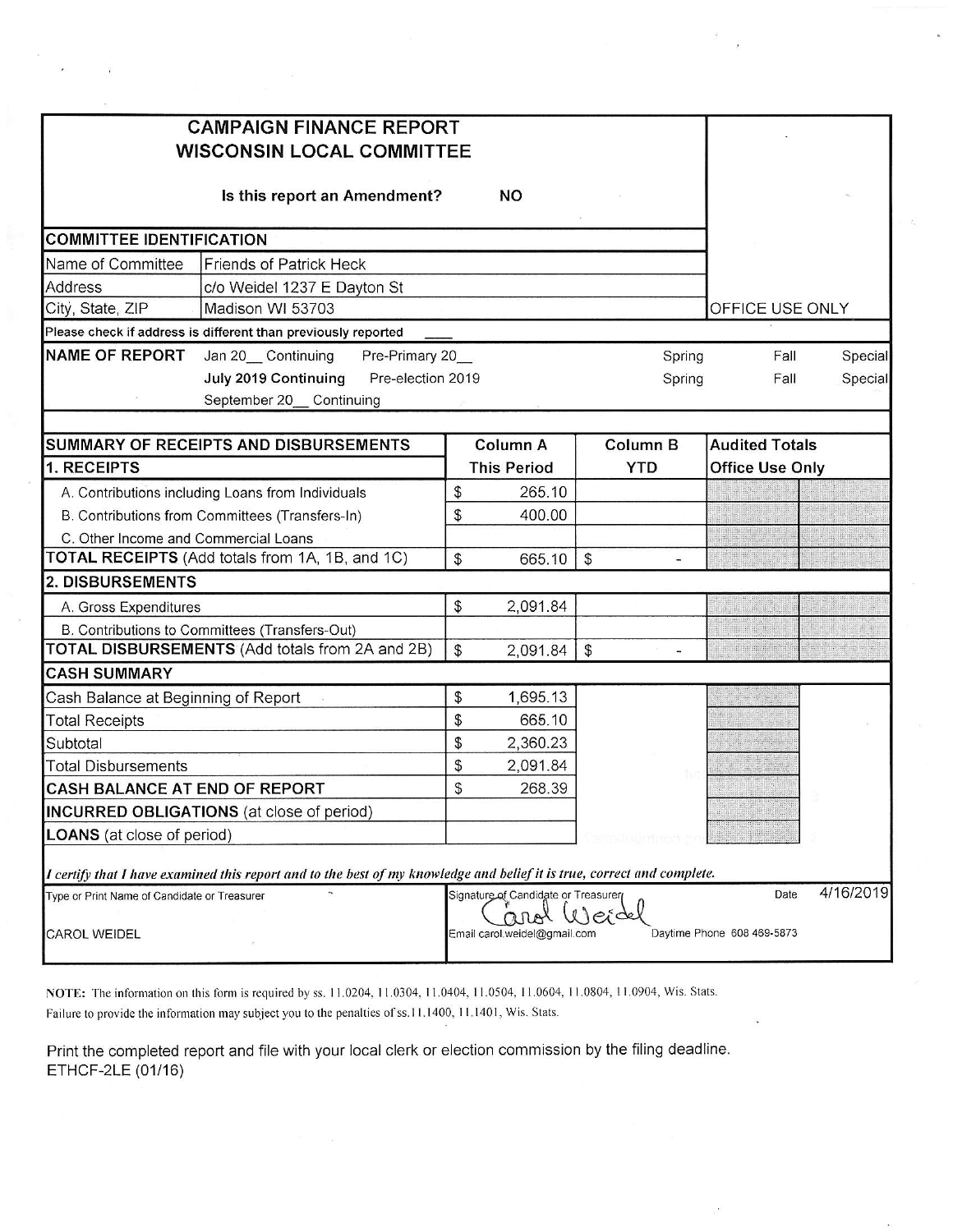# CAMPAIGN FINANCE REPORT
# WISCONSIN LOCAL COMMITTEE

**Is this report an Amendment?** NO

OFFICE USE ONLY

## COMMITTEE IDENTIFICATION

| | |
|---|---|
| Name of Committee | Friends of Patrick Heck |
| Address | c/o Weidel 1237 E Dayton St |
| City, State, ZIP | Madison WI 53703 |

Please check if address is different than previously reported ____

**NAME OF REPORT**

| | | | | | |
|---|---|---|---|---|---|
| Jan 20__ Continuing | Pre-Primary 20__ | | Spring | Fall | Special |
| **July 2019 Continuing** | Pre-election 2019 | | Spring | Fall | Special |
| September 20__ Continuing | | | | | |

| SUMMARY OF RECEIPTS AND DISBURSEMENTS | Column A | Column B | Audited Totals |
|---|---|---|---|
| **1. RECEIPTS** | **This Period** | **YTD** | **Office Use Only** |
| A. Contributions including Loans from Individuals | $ 265.10 | | |
| B. Contributions from Committees (Transfers-In) | $ 400.00 | | |
| C. Other Income and Commercial Loans | | | |
| **TOTAL RECEIPTS** (Add totals from 1A, 1B, and 1C) | $ 665.10 | $ - | |
| **2. DISBURSEMENTS** | | | |
| A. Gross Expenditures | $ 2,091.84 | | |
| B. Contributions to Committees (Transfers-Out) | | | |
| **TOTAL DISBURSEMENTS** (Add totals from 2A and 2B) | $ 2,091.84 | $ - | |
| **CASH SUMMARY** | | | |
| Cash Balance at Beginning of Report | $ 1,695.13 | | |
| Total Receipts | $ 665.10 | | |
| Subtotal | $ 2,360.23 | | |
| Total Disbursements | $ 2,091.84 | | |
| **CASH BALANCE AT END OF REPORT** | $ 268.39 | | |
| **INCURRED OBLIGATIONS** (at close of period) | | | |
| **LOANS** (at close of period) | | | |

*I certify that I have examined this report and to the best of my knowledge and belief it is true, correct and complete.*

| Type or Print Name of Candidate or Treasurer | Signature of Candidate or Treasurer | Date |
|---|---|---|
| CAROL WEIDEL | Carol Weidel | 4/16/2019 |
| | Email carol.weidel@gmail.com | Daytime Phone 608 469-5873 |

NOTE: The information on this form is required by ss. 11.0204, 11.0304, 11.0404, 11.0504, 11.0604, 11.0804, 11.0904, Wis. Stats. Failure to provide the information may subject you to the penalties of ss.11.1400, 11.1401, Wis. Stats.

Print the completed report and file with your local clerk or election commission by the filing deadline.
ETHCF-2LE (01/16)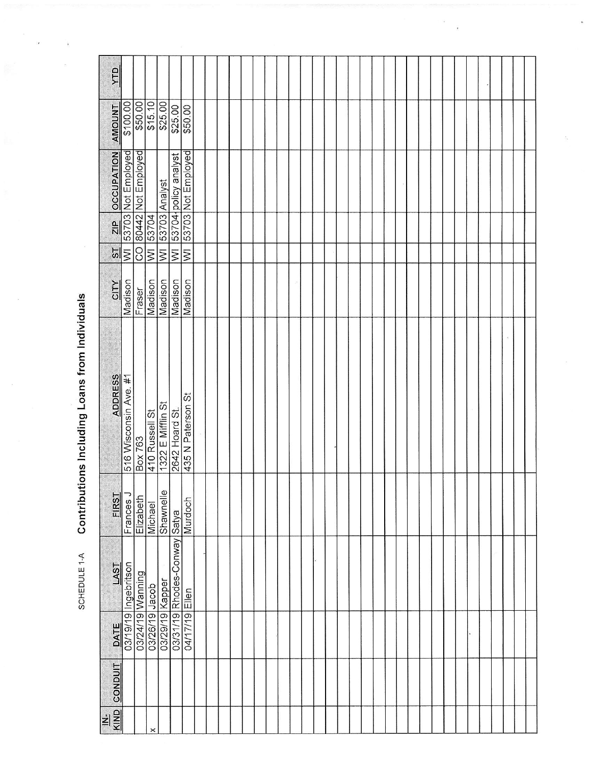SCHEDULE 1-A

# Contributions Including Loans from Individuals

| IN-KIND | CONDUIT | DATE | LAST | FIRST | ADDRESS | CITY | ST | ZIP | OCCUPATION | AMOUNT | YTD |
|---|---|---|---|---|---|---|---|---|---|---|---|
| | | 03/19/19 | Ingebritson | Frances J | 516 Wisconsin Ave. #1 | Madison | WI | 53703 | Not Employed | $100.00 | |
| | | 03/24/19 | Wanning | Elizabeth | Box 763 | Fraser | CO | 80442 | Not Employed | $50.00 | |
| x | | 03/26/19 | Jacob | Michael | 410 Russell St | Madison | WI | 53704 | | $15.10 | |
| | | 03/29/19 | Kapper | Shawnelle | 1322 E Mifflin St | Madison | WI | 53703 | Analyst | $25.00 | |
| | | 03/31/19 | Rhodes-Conway | Satya | 2642 Hoard St. | Madison | WI | 53704 | policy analyst | $25.00 | |
| | | 04/17/19 | Ellen | Murdoch | 435 N Paterson St | Madison | WI | 53703 | Not Employed | $50.00 | |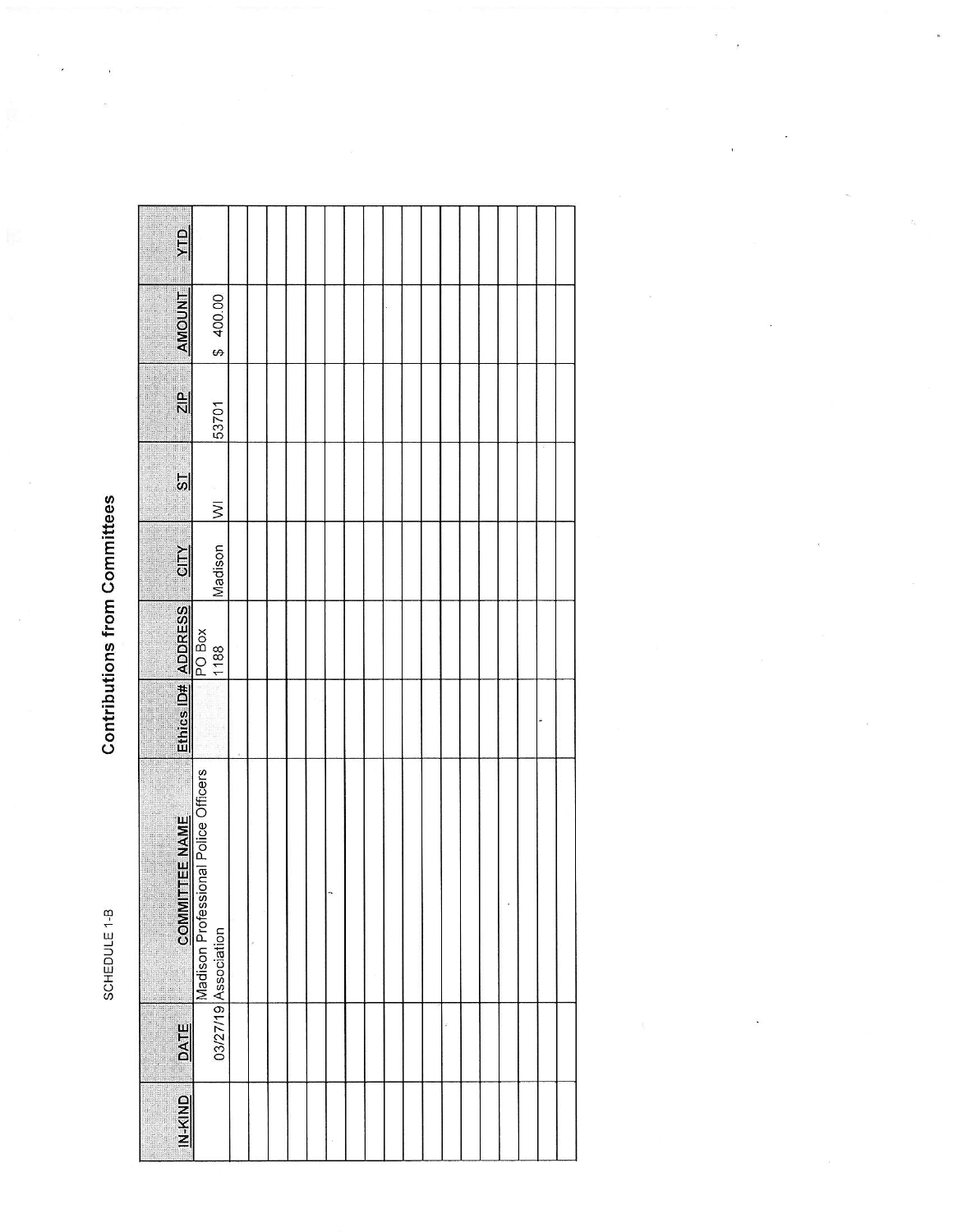SCHEDULE 1-B

# Contributions from Committees

| IN-KIND | DATE | COMMITTEE NAME | Ethics ID# | ADDRESS | CITY | ST | ZIP | AMOUNT | YTD |
|---|---|---|---|---|---|---|---|---|---|
| | 03/27/19 | Madison Professional Police Officers Association | | PO Box 1188 | Madison | WI | 53701 | $ 400.00 | |
| | | | | | | | | | |
| | | | | | | | | | |
| | | | | | | | | | |
| | | | | | | | | | |
| | | | | | | | | | |
| | | | | | | | | | |
| | | | | | | | | | |
| | | | | | | | | | |
| | | | | | | | | | |
| | | | | | | | | | |
| | | | | | | | | | |
| | | | | | | | | | |
| | | | | | | | | | |
| | | | | | | | | | |
| | | | | | | | | | |
| | | | | | | | | | |
| | | | | | | | | | |
| | | | | | | | | | |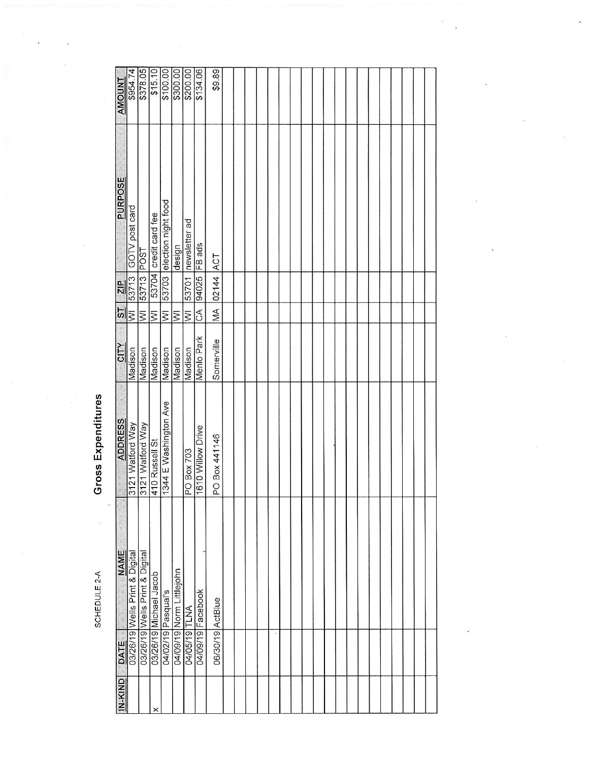SCHEDULE 2-A

# Gross Expenditures

| IN-KIND | DATE | NAME | ADDRESS | CITY | ST | ZIP | PURPOSE | AMOUNT |
|---|---|---|---|---|---|---|---|---|
| | 03/26/19 | Wells Print & Digital | 3121 Watford Way | Madison | WI | 53713 | GOTV post card | $954.74 |
| | 03/26/19 | Wells Print & Digital | 3121 Watford Way | Madison | WI | 53713 | POST | $378.05 |
| x | 03/26/19 | Michael Jacob | 410 Russell St | Madison | WI | 53704 | credit card fee | $15.10 |
| | 04/02/19 | Pasqual's | 1344 E Washington Ave | Madison | WI | 53703 | election night food | $100.00 |
| | 04/09/19 | Norm Littlejohn | | Madison | WI | | design | $300.00 |
| | 04/05/19 | TLNA | PO Box 703 | Madison | WI | 53701 | newsletter ad | $200.00 |
| | 04/09/19 | Facebook | 1610 Willow Drive | Menlo Park | CA | 94025 | FB ads | $134.06 |
| | 06/30/19 | ActBlue | PO Box 441146 | Somerville | MA | 02144 | ACT | $9.89 |